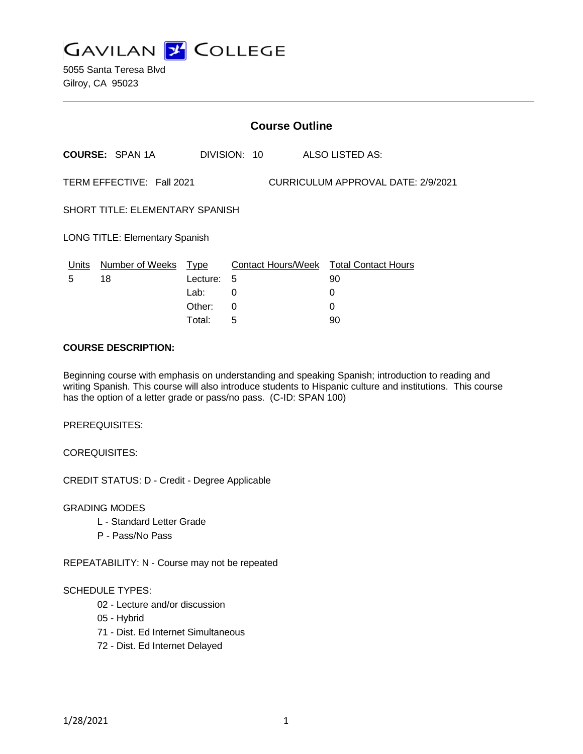# GAVILAN COLLEGE

5055 Santa Teresa Blvd
Gilroy, CA 95023

## Course Outline

**COURSE:** SPAN 1A DIVISION: 10 ALSO LISTED AS:

TERM EFFECTIVE: Fall 2021 CURRICULUM APPROVAL DATE: 2/9/2021

SHORT TITLE: ELEMENTARY SPANISH

LONG TITLE: Elementary Spanish

| Units | Number of Weeks | Type | Contact Hours/Week | Total Contact Hours |
|---|---|---|---|---|
| 5 | 18 | Lecture: | 5 | 90 |
| | | Lab: | 0 | 0 |
| | | Other: | 0 | 0 |
| | | Total: | 5 | 90 |

**COURSE DESCRIPTION:**

Beginning course with emphasis on understanding and speaking Spanish; introduction to reading and writing Spanish. This course will also introduce students to Hispanic culture and institutions. This course has the option of a letter grade or pass/no pass. (C-ID: SPAN 100)

PREREQUISITES:

COREQUISITES:

CREDIT STATUS: D - Credit - Degree Applicable

GRADING MODES

- L - Standard Letter Grade
- P - Pass/No Pass

REPEATABILITY: N - Course may not be repeated

SCHEDULE TYPES:

- 02 - Lecture and/or discussion
- 05 - Hybrid
- 71 - Dist. Ed Internet Simultaneous
- 72 - Dist. Ed Internet Delayed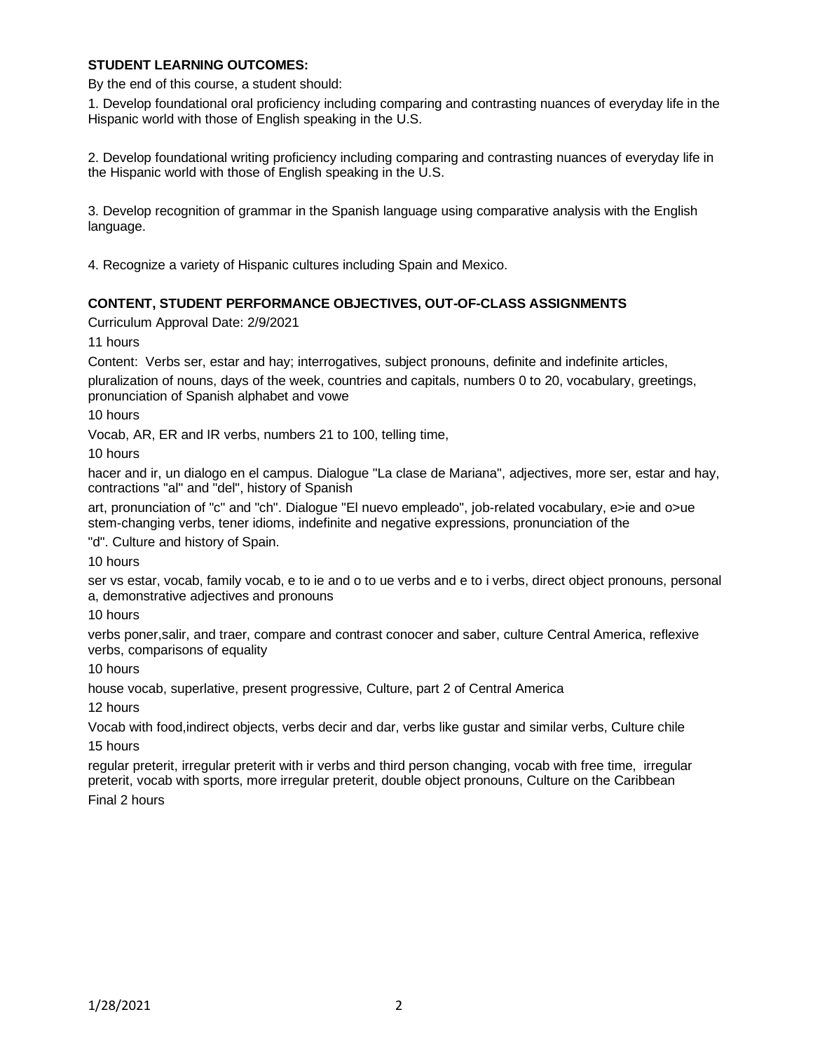**STUDENT LEARNING OUTCOMES:**

By the end of this course, a student should:

1. Develop foundational oral proficiency including comparing and contrasting nuances of everyday life in the Hispanic world with those of English speaking in the U.S.

2. Develop foundational writing proficiency including comparing and contrasting nuances of everyday life in the Hispanic world with those of English speaking in the U.S.

3. Develop recognition of grammar in the Spanish language using comparative analysis with the English language.

4. Recognize a variety of Hispanic cultures including Spain and Mexico.

**CONTENT, STUDENT PERFORMANCE OBJECTIVES, OUT-OF-CLASS ASSIGNMENTS**

Curriculum Approval Date: 2/9/2021

11 hours

Content: Verbs ser, estar and hay; interrogatives, subject pronouns, definite and indefinite articles, pluralization of nouns, days of the week, countries and capitals, numbers 0 to 20, vocabulary, greetings, pronunciation of Spanish alphabet and vowe

10 hours

Vocab, AR, ER and IR verbs, numbers 21 to 100, telling time,

10 hours

hacer and ir, un dialogo en el campus. Dialogue "La clase de Mariana", adjectives, more ser, estar and hay, contractions "al" and "del", history of Spanish art, pronunciation of "c" and "ch". Dialogue "El nuevo empleado", job-related vocabulary, e>ie and o>ue stem-changing verbs, tener idioms, indefinite and negative expressions, pronunciation of the "d". Culture and history of Spain.

10 hours

ser vs estar, vocab, family vocab, e to ie and o to ue verbs and e to i verbs, direct object pronouns, personal a, demonstrative adjectives and pronouns

10 hours

verbs poner,salir, and traer, compare and contrast conocer and saber, culture Central America, reflexive verbs, comparisons of equality

10 hours

house vocab, superlative, present progressive, Culture, part 2 of Central America

12 hours

Vocab with food,indirect objects, verbs decir and dar, verbs like gustar and similar verbs, Culture chile

15 hours

regular preterit, irregular preterit with ir verbs and third person changing, vocab with free time, irregular preterit, vocab with sports, more irregular preterit, double object pronouns, Culture on the Caribbean

Final 2 hours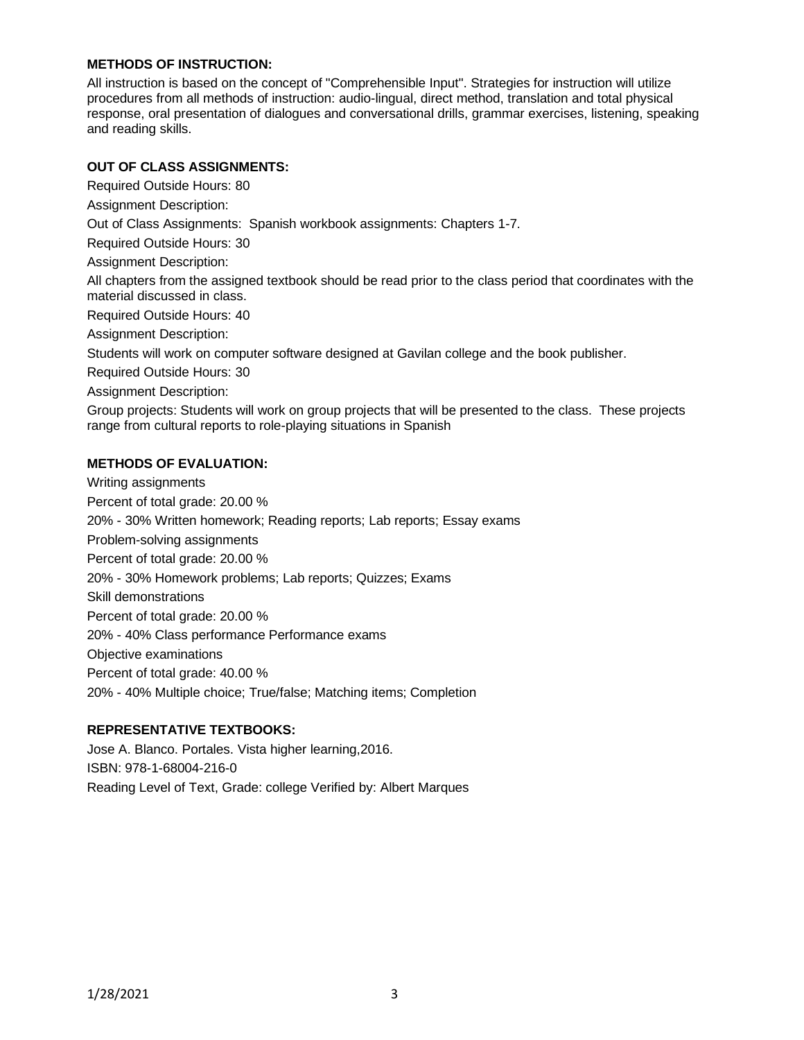**METHODS OF INSTRUCTION:**

All instruction is based on the concept of "Comprehensible Input". Strategies for instruction will utilize procedures from all methods of instruction: audio-lingual, direct method, translation and total physical response, oral presentation of dialogues and conversational drills, grammar exercises, listening, speaking and reading skills.

**OUT OF CLASS ASSIGNMENTS:**

Required Outside Hours: 80

Assignment Description:

Out of Class Assignments: Spanish workbook assignments: Chapters 1-7.

Required Outside Hours: 30

Assignment Description:

All chapters from the assigned textbook should be read prior to the class period that coordinates with the material discussed in class.

Required Outside Hours: 40

Assignment Description:

Students will work on computer software designed at Gavilan college and the book publisher.

Required Outside Hours: 30

Assignment Description:

Group projects: Students will work on group projects that will be presented to the class. These projects range from cultural reports to role-playing situations in Spanish

**METHODS OF EVALUATION:**

Writing assignments

Percent of total grade: 20.00 %

20% - 30% Written homework; Reading reports; Lab reports; Essay exams

Problem-solving assignments

Percent of total grade: 20.00 %

20% - 30% Homework problems; Lab reports; Quizzes; Exams

Skill demonstrations

Percent of total grade: 20.00 %

20% - 40% Class performance Performance exams

Objective examinations

Percent of total grade: 40.00 %

20% - 40% Multiple choice; True/false; Matching items; Completion

**REPRESENTATIVE TEXTBOOKS:**

Jose A. Blanco. Portales. Vista higher learning,2016.

ISBN: 978-1-68004-216-0

Reading Level of Text, Grade: college Verified by: Albert Marques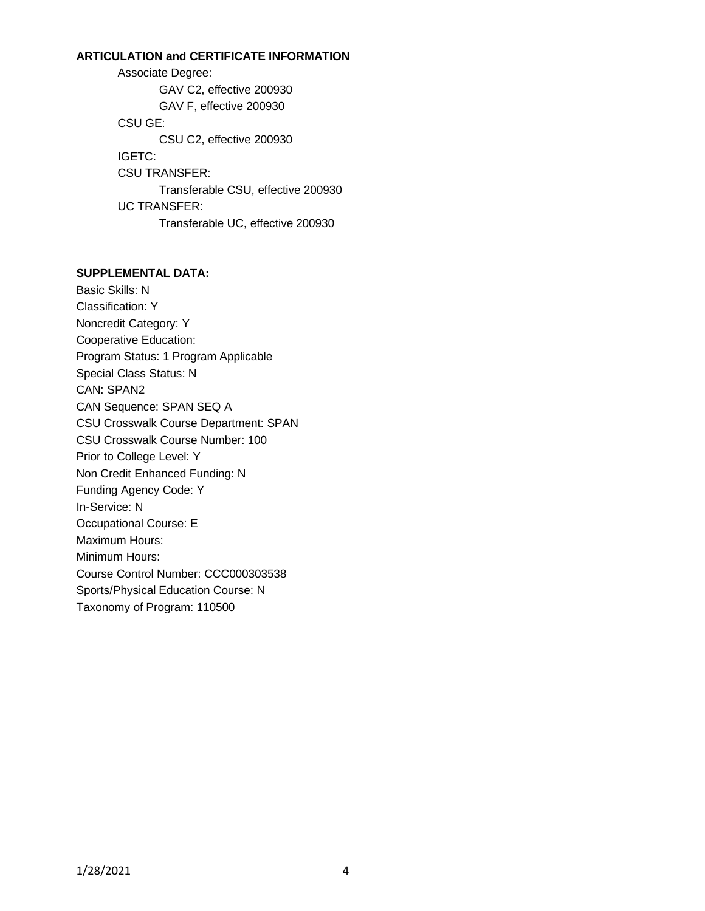**ARTICULATION and CERTIFICATE INFORMATION**

- Associate Degree:
  - GAV C2, effective 200930
  - GAV F, effective 200930
- CSU GE:
  - CSU C2, effective 200930
- IGETC:
- CSU TRANSFER:
  - Transferable CSU, effective 200930
- UC TRANSFER:
  - Transferable UC, effective 200930

**SUPPLEMENTAL DATA:**

Basic Skills: N
Classification: Y
Noncredit Category: Y
Cooperative Education:
Program Status: 1 Program Applicable
Special Class Status: N
CAN: SPAN2
CAN Sequence: SPAN SEQ A
CSU Crosswalk Course Department: SPAN
CSU Crosswalk Course Number: 100
Prior to College Level: Y
Non Credit Enhanced Funding: N
Funding Agency Code: Y
In-Service: N
Occupational Course: E
Maximum Hours:
Minimum Hours:
Course Control Number: CCC000303538
Sports/Physical Education Course: N
Taxonomy of Program: 110500